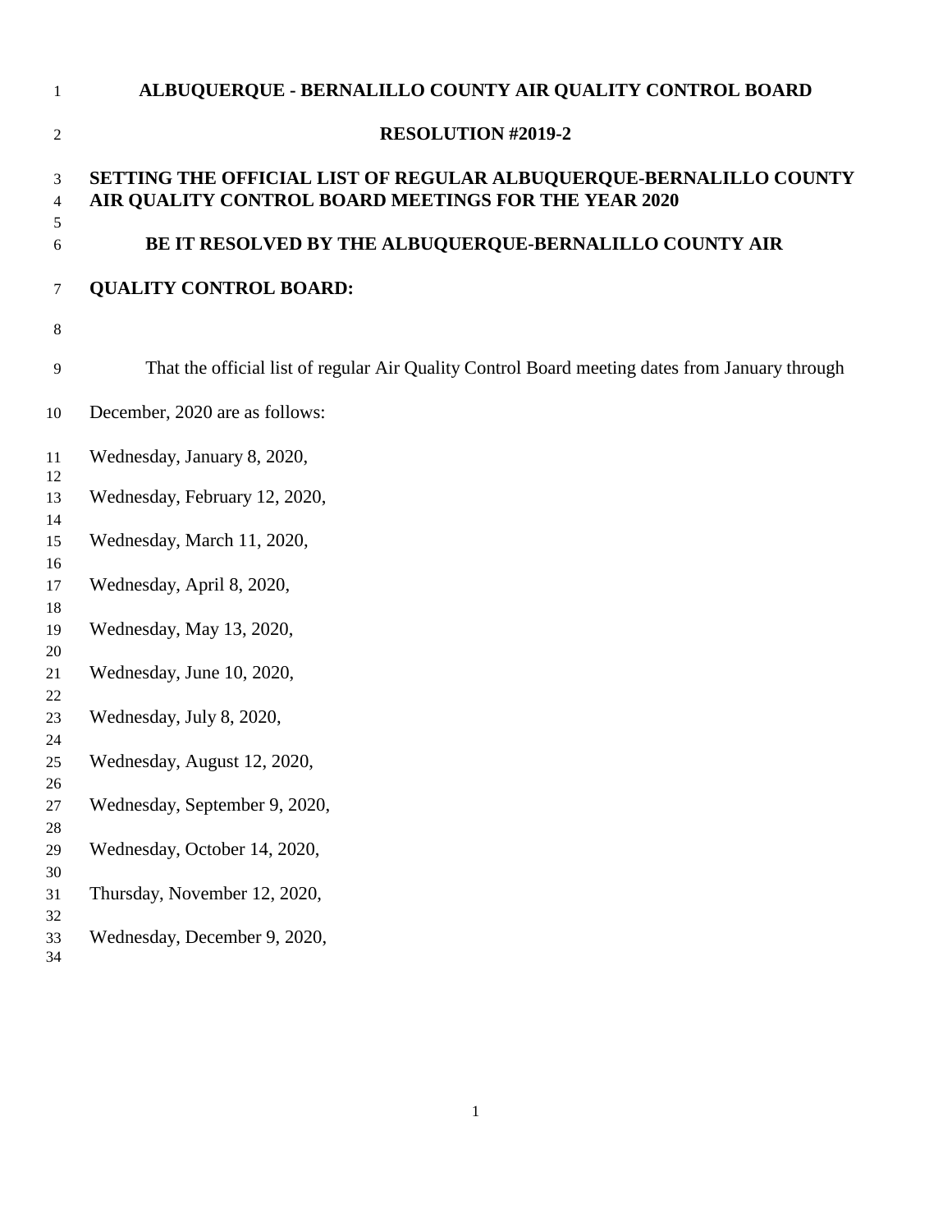# ALBUQUERQUE - BERNALILLO COUNTY AIR QUALITY CONTROL BOARD

## RESOLUTION #2019-2

**SETTING THE OFFICIAL LIST OF REGULAR ALBUQUERQUE-BERNALILLO COUNTY AIR QUALITY CONTROL BOARD MEETINGS FOR THE YEAR 2020**

**BE IT RESOLVED BY THE ALBUQUERQUE-BERNALILLO COUNTY AIR QUALITY CONTROL BOARD:**

That the official list of regular Air Quality Control Board meeting dates from January through December, 2020 are as follows:

Wednesday, January 8, 2020,

Wednesday, February 12, 2020,

Wednesday, March 11, 2020,

Wednesday, April 8, 2020,

Wednesday, May 13, 2020,

Wednesday, June 10, 2020,

Wednesday, July 8, 2020,

Wednesday, August 12, 2020,

Wednesday, September 9, 2020,

Wednesday, October 14, 2020,

Thursday, November 12, 2020,

Wednesday, December 9, 2020,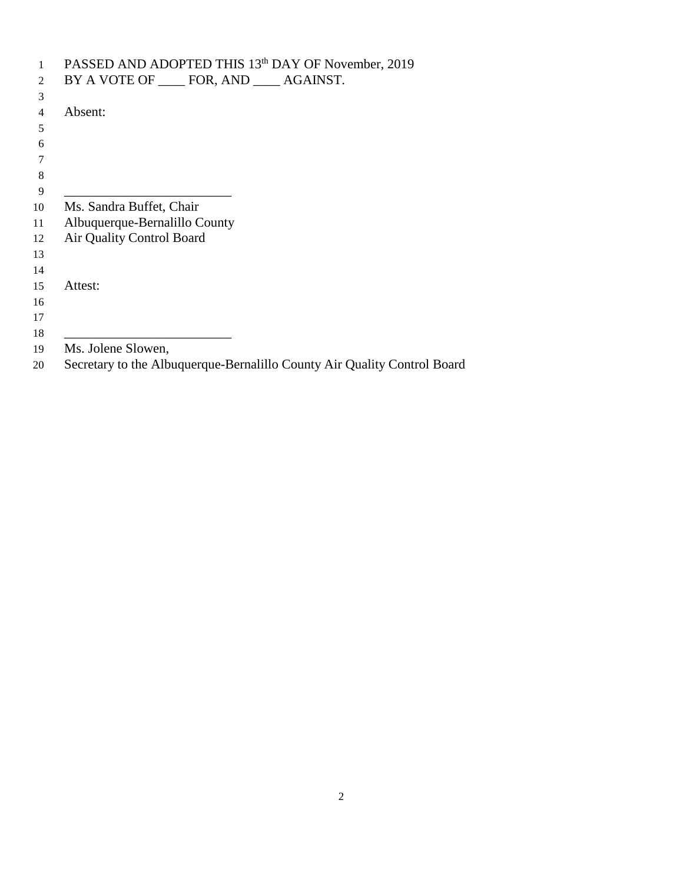PASSED AND ADOPTED THIS 13th DAY OF November, 2019
BY A VOTE OF ____ FOR, AND ____ AGAINST.

Absent:

_________________________
Ms. Sandra Buffet, Chair
Albuquerque-Bernalillo County
Air Quality Control Board

Attest:

_________________________
Ms. Jolene Slowen,
Secretary to the Albuquerque-Bernalillo County Air Quality Control Board